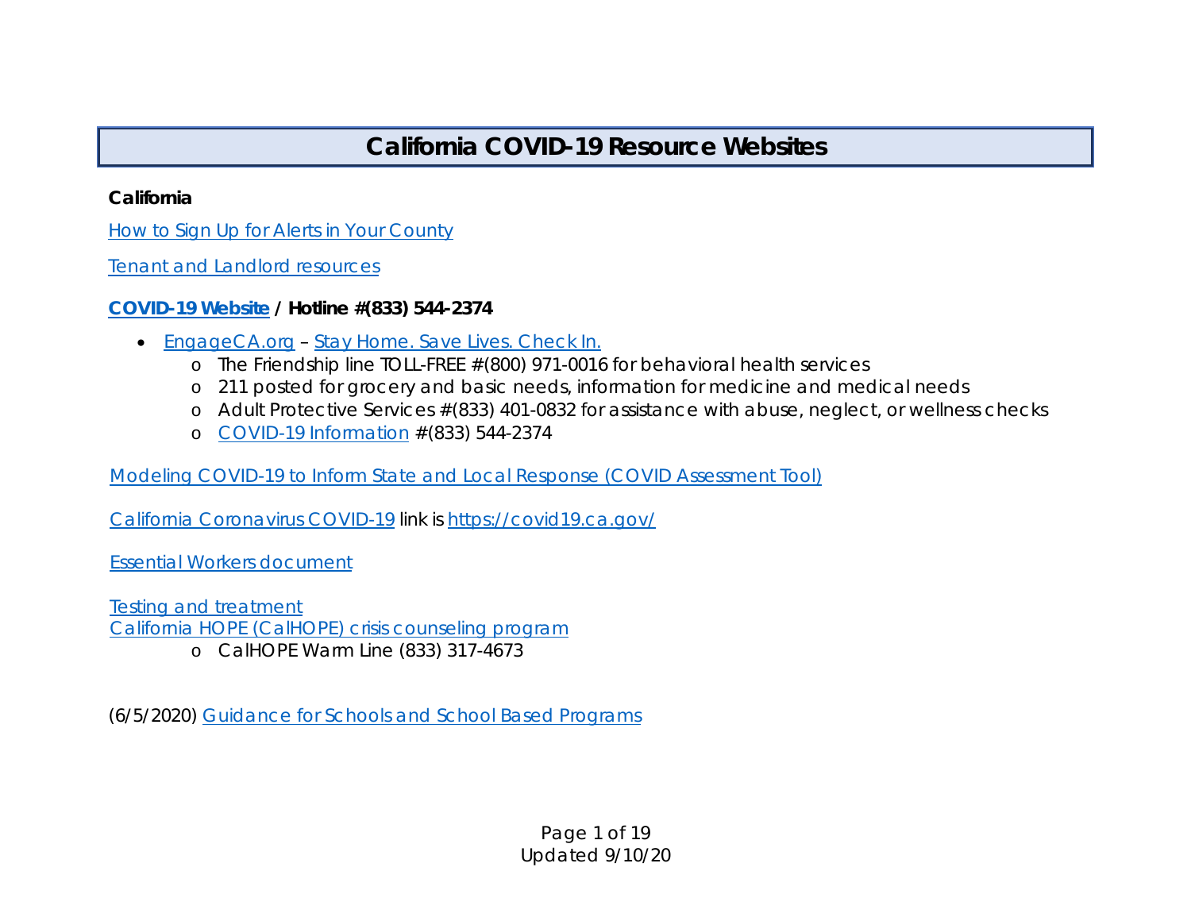# California COVID-19 Resource Websites

**California**

How to Sign Up for Alerts in Your County

Tenant and Landlord resources

**COVID-19 Website / Hotline #(833) 544-2374**

- EngageCA.org – Stay Home. Save Lives. Check In.
  - The Friendship line TOLL-FREE #(800) 971-0016 for behavioral health services
  - 211 posted for grocery and basic needs, information for medicine and medical needs
  - Adult Protective Services #(833) 401-0832 for assistance with abuse, neglect, or wellness checks
  - COVID-19 Information #(833) 544-2374

Modeling COVID-19 to Inform State and Local Response (COVID Assessment Tool)

California Coronavirus COVID-19 link is https://covid19.ca.gov/

Essential Workers document

Testing and treatment

California HOPE (CalHOPE) crisis counseling program

- CalHOPE Warm Line (833) 317-4673

(6/5/2020) Guidance for Schools and School Based Programs

Updated 9/10/20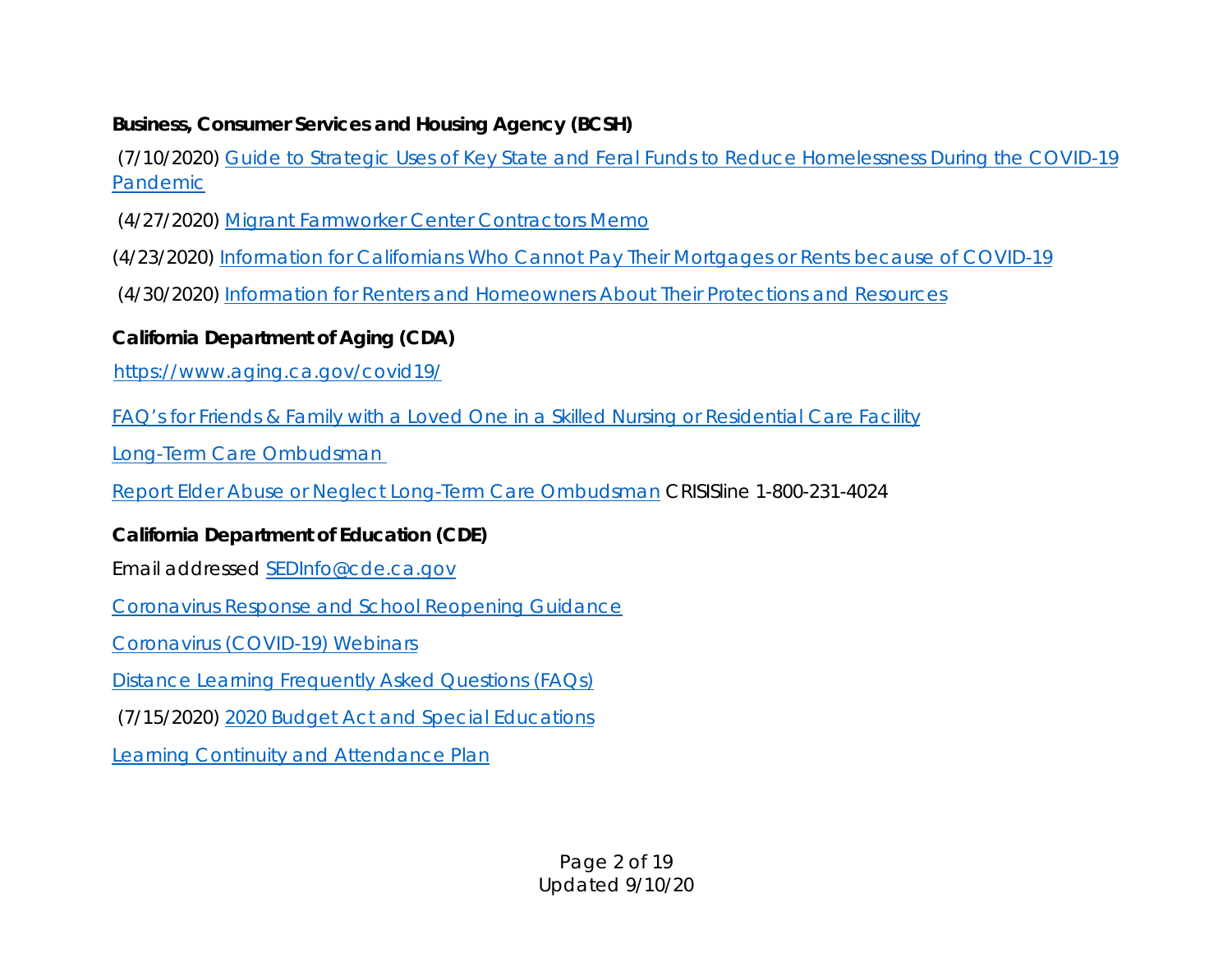**Business, Consumer Services and Housing Agency (BCSH)**

(7/10/2020) Guide to Strategic Uses of Key State and Feral Funds to Reduce Homelessness During the COVID-19 Pandemic

(4/27/2020) Migrant Farmworker Center Contractors Memo

(4/23/2020) Information for Californians Who Cannot Pay Their Mortgages or Rents because of COVID-19

(4/30/2020) Information for Renters and Homeowners About Their Protections and Resources

**California Department of Aging (CDA)**

https://www.aging.ca.gov/covid19/

FAQ's for Friends & Family with a Loved One in a Skilled Nursing or Residential Care Facility

Long-Term Care Ombudsman

Report Elder Abuse or Neglect Long-Term Care Ombudsman CRISISline 1-800-231-4024

**California Department of Education (CDE)**

Email addressed SEDInfo@cde.ca.gov

Coronavirus Response and School Reopening Guidance

Coronavirus (COVID-19) Webinars

Distance Learning Frequently Asked Questions (FAQs)

(7/15/2020) 2020 Budget Act and Special Educations

Learning Continuity and Attendance Plan

Updated 9/10/20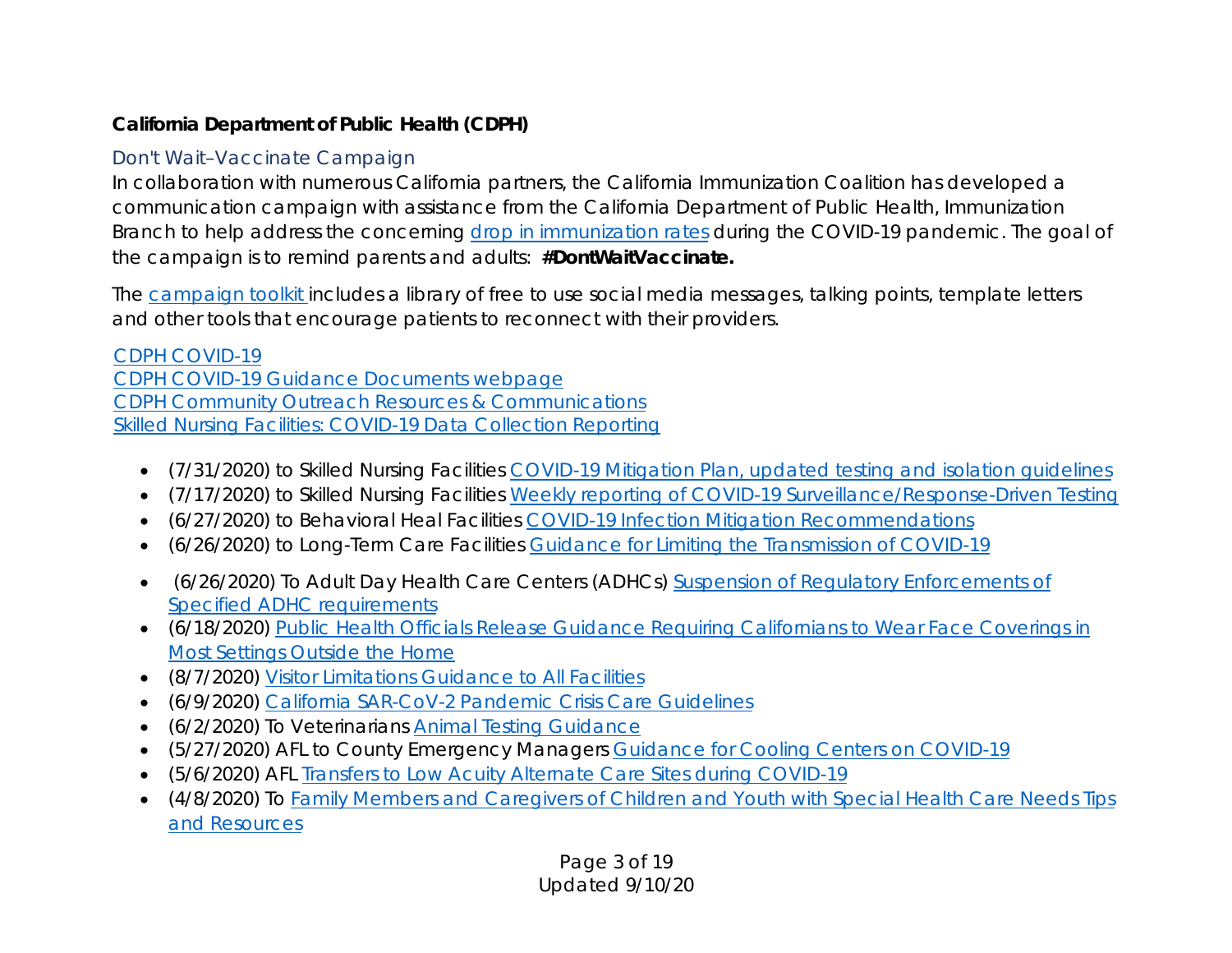**California Department of Public Health (CDPH)**

### Don't Wait–Vaccinate Campaign

In collaboration with numerous California partners, the California Immunization Coalition has developed a communication campaign with assistance from the California Department of Public Health, Immunization Branch to help address the concerning drop in immunization rates during the COVID-19 pandemic. The goal of the campaign is to remind parents and adults: **#DontWaitVaccinate.**

The campaign toolkit includes a library of free to use social media messages, talking points, template letters and other tools that encourage patients to reconnect with their providers.

CDPH COVID-19
CDPH COVID-19 Guidance Documents webpage
CDPH Community Outreach Resources & Communications
Skilled Nursing Facilities: COVID-19 Data Collection Reporting

- (7/31/2020) to Skilled Nursing Facilities COVID-19 Mitigation Plan, updated testing and isolation guidelines
- (7/17/2020) to Skilled Nursing Facilities Weekly reporting of COVID-19 Surveillance/Response-Driven Testing
- (6/27/2020) to Behavioral Heal Facilities COVID-19 Infection Mitigation Recommendations
- (6/26/2020) to Long-Term Care Facilities Guidance for Limiting the Transmission of COVID-19
- (6/26/2020) To Adult Day Health Care Centers (ADHCs) Suspension of Regulatory Enforcements of Specified ADHC requirements
- (6/18/2020) Public Health Officials Release Guidance Requiring Californians to Wear Face Coverings in Most Settings Outside the Home
- (8/7/2020) Visitor Limitations Guidance to All Facilities
- (6/9/2020) California SAR-CoV-2 Pandemic Crisis Care Guidelines
- (6/2/2020) To Veterinarians Animal Testing Guidance
- (5/27/2020) AFL to County Emergency Managers Guidance for Cooling Centers on COVID-19
- (5/6/2020) AFL Transfers to Low Acuity Alternate Care Sites during COVID-19
- (4/8/2020) To Family Members and Caregivers of Children and Youth with Special Health Care Needs Tips and Resources

Updated 9/10/20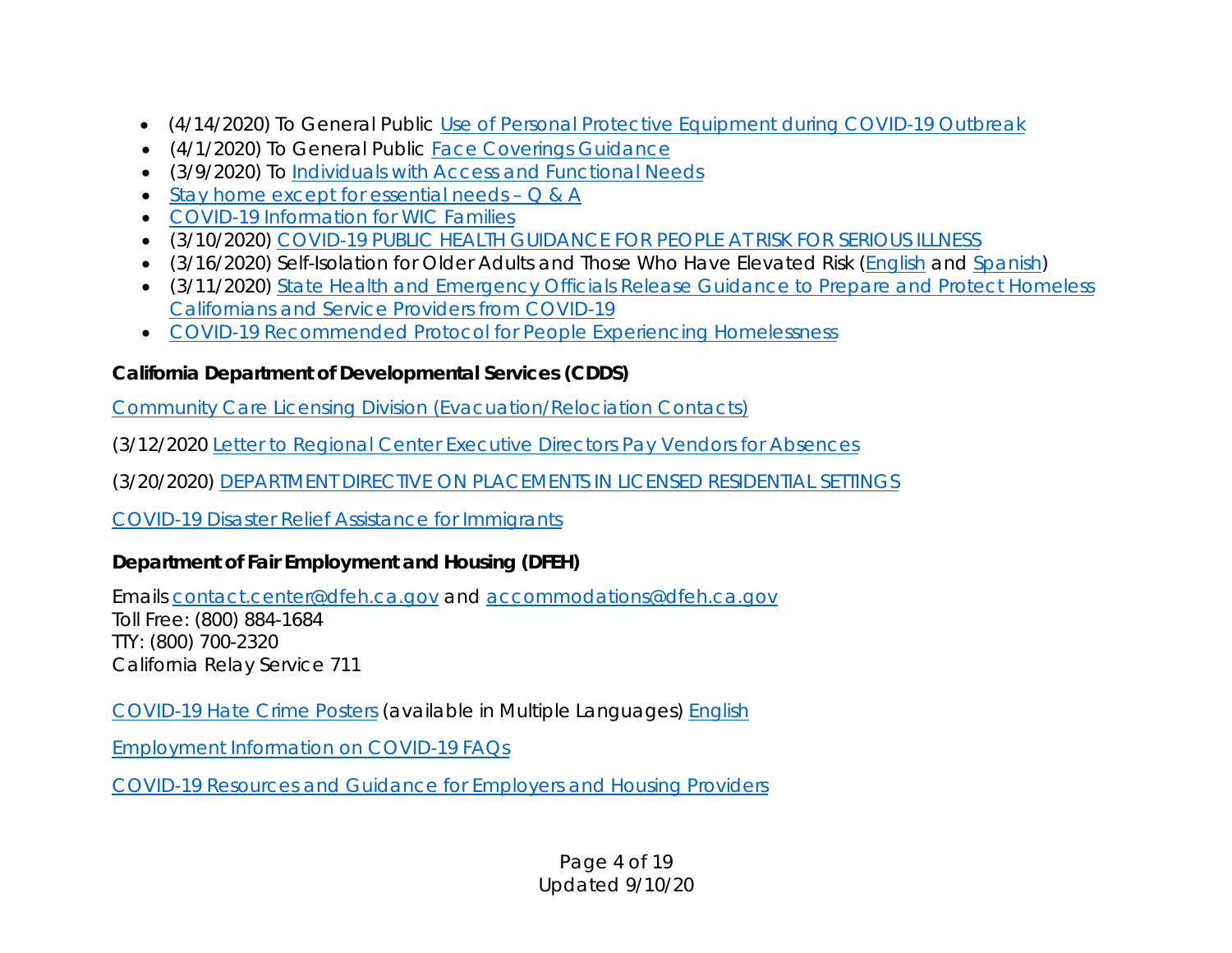- (4/14/2020) To General Public Use of Personal Protective Equipment during COVID-19 Outbreak
- (4/1/2020) To General Public Face Coverings Guidance
- (3/9/2020) To Individuals with Access and Functional Needs
- Stay home except for essential needs – Q & A
- COVID-19 Information for WIC Families
- (3/10/2020) COVID-19 PUBLIC HEALTH GUIDANCE FOR PEOPLE AT RISK FOR SERIOUS ILLNESS
- (3/16/2020) Self-Isolation for Older Adults and Those Who Have Elevated Risk (English and Spanish)
- (3/11/2020) State Health and Emergency Officials Release Guidance to Prepare and Protect Homeless Californians and Service Providers from COVID-19
- COVID-19 Recommended Protocol for People Experiencing Homelessness

**California Department of Developmental Services (CDDS)**

Community Care Licensing Division (Evacuation/Relociation Contacts)

(3/12/2020 Letter to Regional Center Executive Directors Pay Vendors for Absences

(3/20/2020) DEPARTMENT DIRECTIVE ON PLACEMENTS IN LICENSED RESIDENTIAL SETTINGS

COVID-19 Disaster Relief Assistance for Immigrants

**Department of Fair Employment and Housing (DFEH)**

Emails contact.center@dfeh.ca.gov and accommodations@dfeh.ca.gov
Toll Free: (800) 884-1684
TTY: (800) 700-2320
California Relay Service 711

COVID-19 Hate Crime Posters (available in Multiple Languages) English

Employment Information on COVID-19 FAQs

COVID-19 Resources and Guidance for Employers and Housing Providers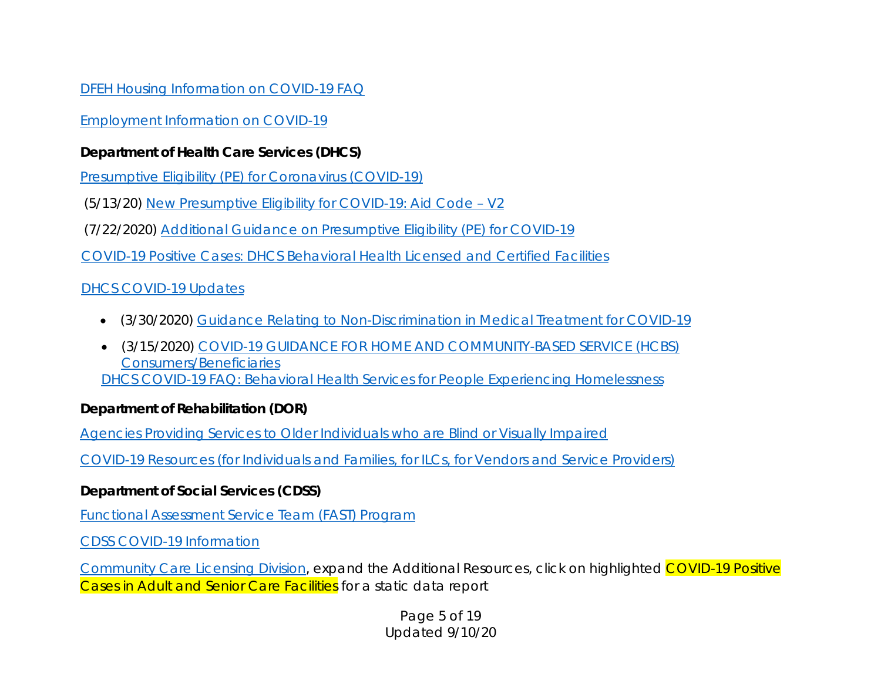DFEH Housing Information on COVID-19 FAQ

Employment Information on COVID-19

**Department of Health Care Services (DHCS)**

Presumptive Eligibility (PE) for Coronavirus (COVID-19)

(5/13/20) New Presumptive Eligibility for COVID-19: Aid Code – V2

(7/22/2020) Additional Guidance on Presumptive Eligibility (PE) for COVID-19

COVID-19 Positive Cases: DHCS Behavioral Health Licensed and Certified Facilities

DHCS COVID-19 Updates

- (3/30/2020) Guidance Relating to Non-Discrimination in Medical Treatment for COVID-19
- (3/15/2020) COVID-19 GUIDANCE FOR HOME AND COMMUNITY-BASED SERVICE (HCBS) Consumers/Beneficiaries

DHCS COVID-19 FAQ: Behavioral Health Services for People Experiencing Homelessness

**Department of Rehabilitation (DOR)**

Agencies Providing Services to Older Individuals who are Blind or Visually Impaired

COVID-19 Resources (for Individuals and Families, for ILCs, for Vendors and Service Providers)

**Department of Social Services (CDSS)**

Functional Assessment Service Team (FAST) Program

CDSS COVID-19 Information

Community Care Licensing Division, expand the Additional Resources, click on highlighted COVID-19 Positive Cases in Adult and Senior Care Facilities for a static data report

Updated 9/10/20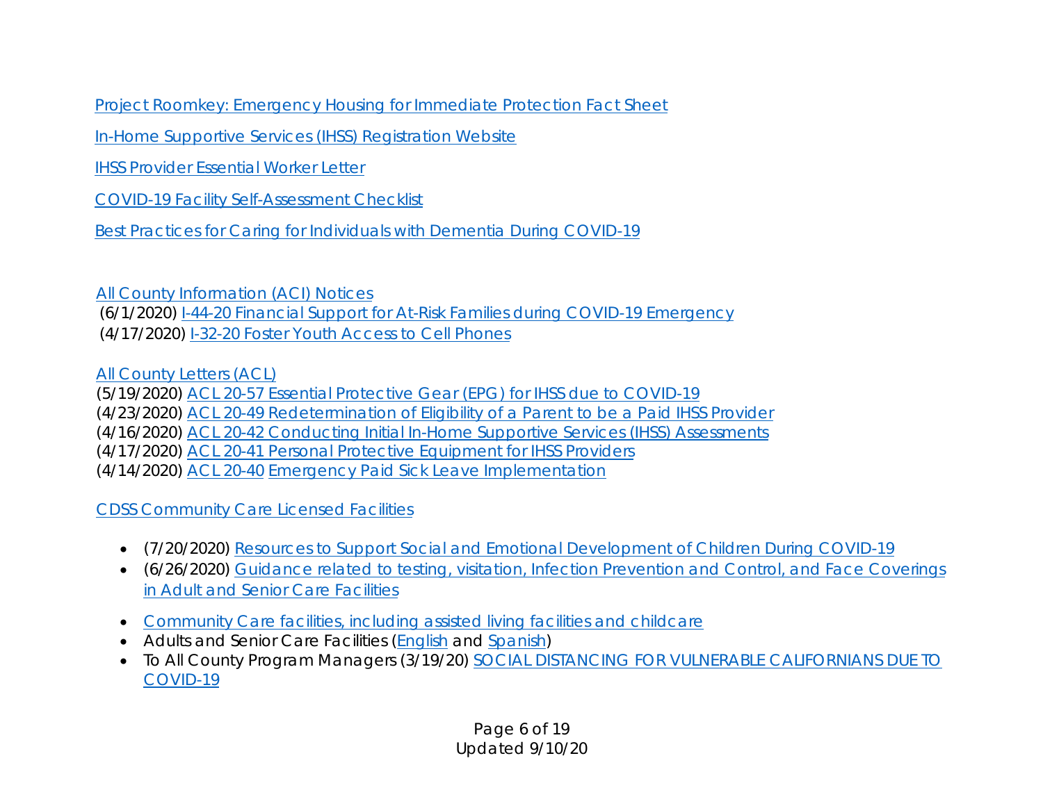Project Roomkey: Emergency Housing for Immediate Protection Fact Sheet

In-Home Supportive Services (IHSS) Registration Website

IHSS Provider Essential Worker Letter

COVID-19 Facility Self-Assessment Checklist

Best Practices for Caring for Individuals with Dementia During COVID-19

All County Information (ACI) Notices
(6/1/2020) I-44-20 Financial Support for At-Risk Families during COVID-19 Emergency
(4/17/2020) I-32-20 Foster Youth Access to Cell Phones

All County Letters (ACL)
(5/19/2020) ACL 20-57 Essential Protective Gear (EPG) for IHSS due to COVID-19
(4/23/2020) ACL 20-49 Redetermination of Eligibility of a Parent to be a Paid IHSS Provider
(4/16/2020) ACL 20-42 Conducting Initial In-Home Supportive Services (IHSS) Assessments
(4/17/2020) ACL 20-41 Personal Protective Equipment for IHSS Providers
(4/14/2020) ACL 20-40 Emergency Paid Sick Leave Implementation

CDSS Community Care Licensed Facilities

- (7/20/2020) Resources to Support Social and Emotional Development of Children During COVID-19
- (6/26/2020) Guidance related to testing, visitation, Infection Prevention and Control, and Face Coverings in Adult and Senior Care Facilities
- Community Care facilities, including assisted living facilities and childcare
- Adults and Senior Care Facilities (English and Spanish)
- To All County Program Managers (3/19/20) SOCIAL DISTANCING FOR VULNERABLE CALIFORNIANS DUE TO COVID-19

Updated 9/10/20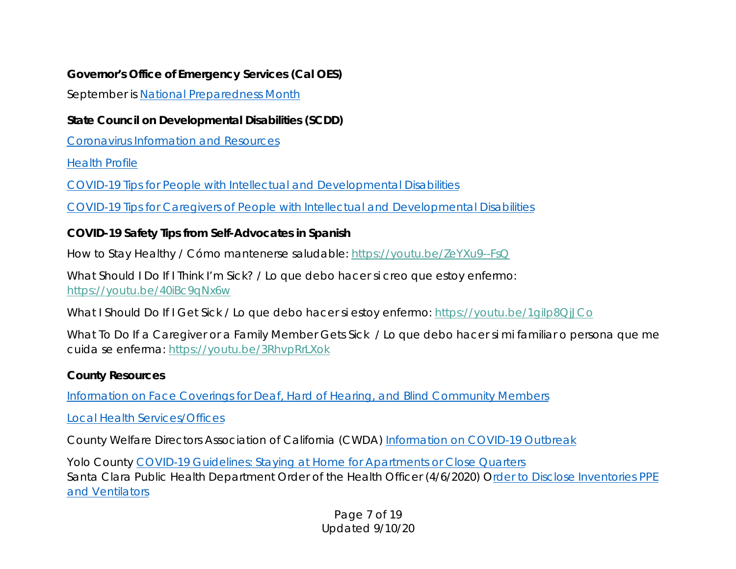**Governor's Office of Emergency Services (Cal OES)**

September is National Preparedness Month

**State Council on Developmental Disabilities (SCDD)**

Coronavirus Information and Resources

Health Profile

COVID-19 Tips for People with Intellectual and Developmental Disabilities

COVID-19 Tips for Caregivers of People with Intellectual and Developmental Disabilities

**COVID-19 Safety Tips from Self-Advocates in Spanish**

How to Stay Healthy / Cómo mantenerse saludable: https://youtu.be/ZeYXu9--FsQ

What Should I Do If I Think I'm Sick? / Lo que debo hacer si creo que estoy enfermo: https://youtu.be/40iBc9qNx6w

What I Should Do If I Get Sick / Lo que debo hacer si estoy enfermo: https://youtu.be/1giIp8QjJCo

What To Do If a Caregiver or a Family Member Gets Sick / Lo que debo hacer si mi familiar o persona que me cuida se enferma: https://youtu.be/3RhvpRrLXok

**County Resources**

Information on Face Coverings for Deaf, Hard of Hearing, and Blind Community Members

Local Health Services/Offices

County Welfare Directors Association of California (CWDA) Information on COVID-19 Outbreak

Yolo County COVID-19 Guidelines: Staying at Home for Apartments or Close Quarters
Santa Clara Public Health Department Order of the Health Officer (4/6/2020) Order to Disclose Inventories PPE and Ventilators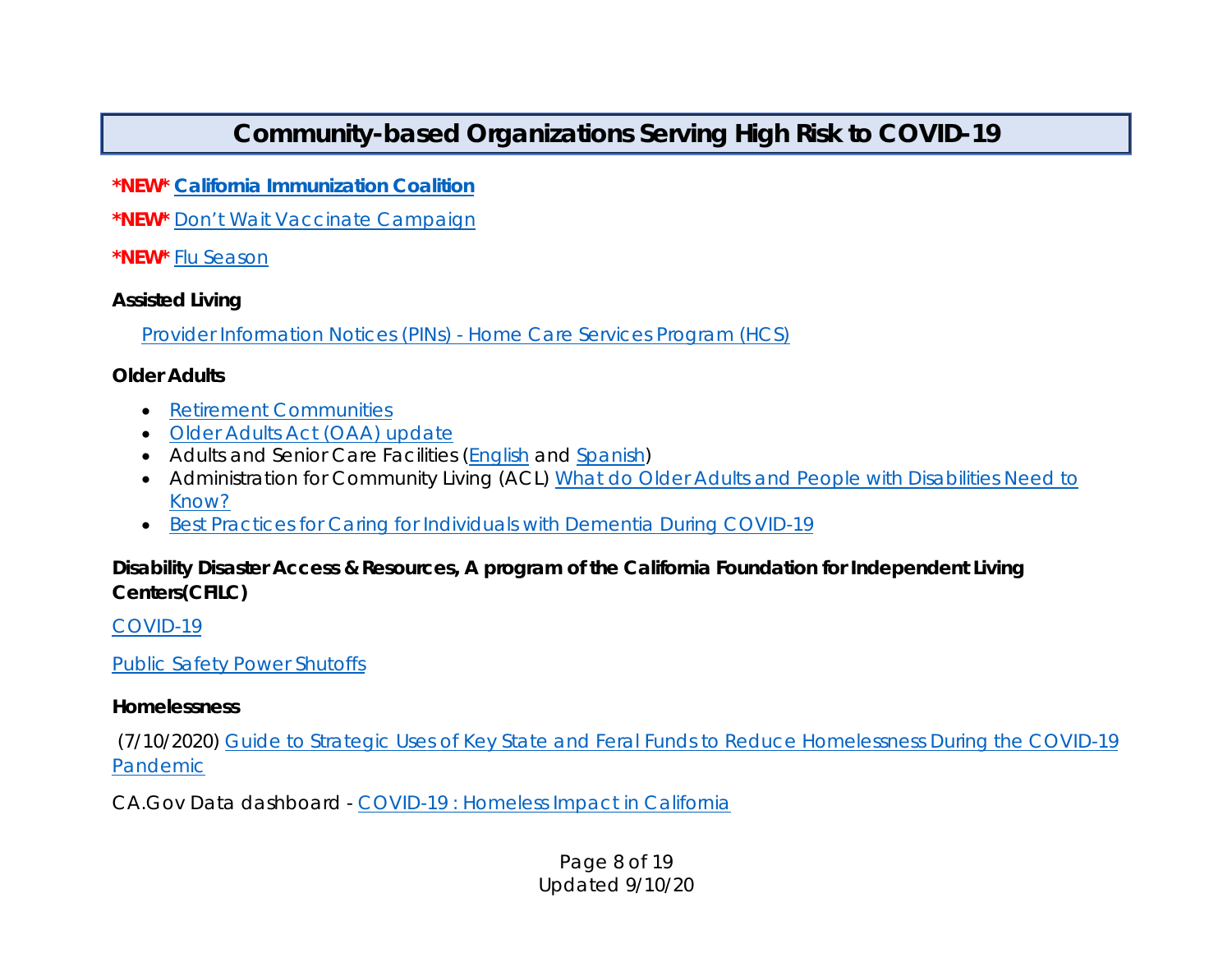# Community-based Organizations Serving High Risk to COVID-19

**\*NEW\*** **California Immunization Coalition**

**\*NEW\*** Don't Wait Vaccinate Campaign

**\*NEW\*** Flu Season

**Assisted Living**

Provider Information Notices (PINs) - Home Care Services Program (HCS)

**Older Adults**

- Retirement Communities
- Older Adults Act (OAA) update
- Adults and Senior Care Facilities (English and Spanish)
- Administration for Community Living (ACL) What do Older Adults and People with Disabilities Need to Know?
- Best Practices for Caring for Individuals with Dementia During COVID-19

**Disability Disaster Access & Resources, A program of the California Foundation for Independent Living Centers(CFILC)**

COVID-19

Public Safety Power Shutoffs

**Homelessness**

(7/10/2020) Guide to Strategic Uses of Key State and Feral Funds to Reduce Homelessness During the COVID-19 Pandemic

CA.Gov Data dashboard - COVID-19 : Homeless Impact in California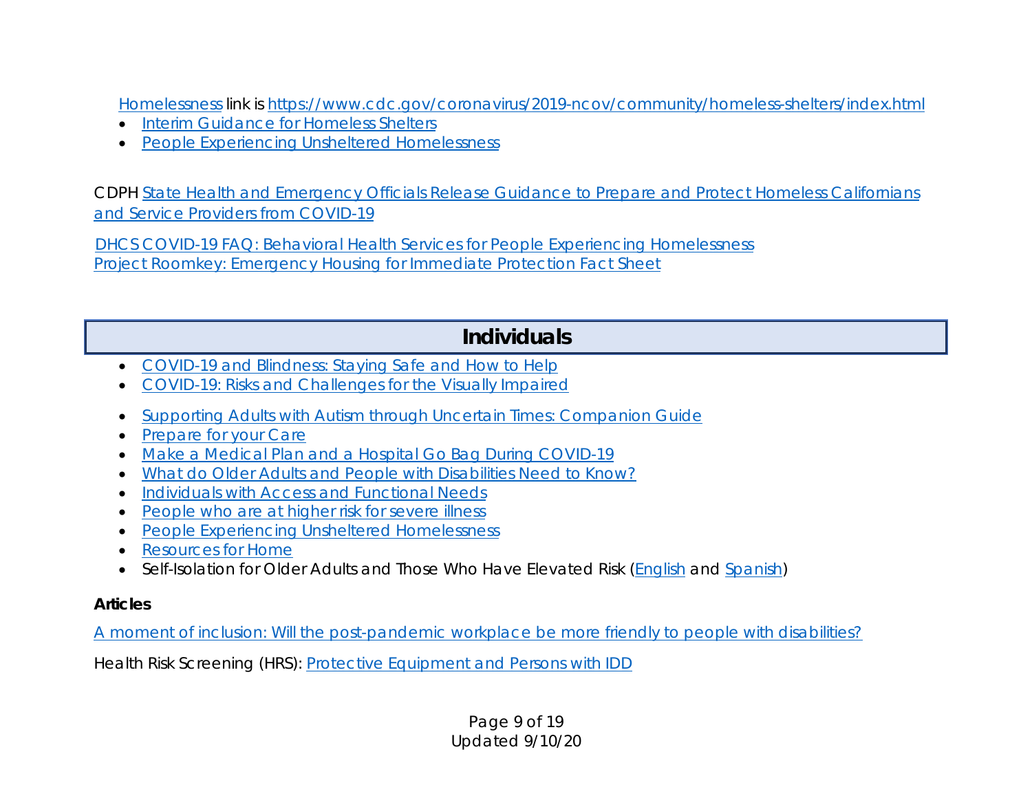Homelessness link is https://www.cdc.gov/coronavirus/2019-ncov/community/homeless-shelters/index.html

- Interim Guidance for Homeless Shelters
- People Experiencing Unsheltered Homelessness

CDPH State Health and Emergency Officials Release Guidance to Prepare and Protect Homeless Californians and Service Providers from COVID-19

DHCS COVID-19 FAQ: Behavioral Health Services for People Experiencing Homelessness
Project Roomkey: Emergency Housing for Immediate Protection Fact Sheet

## Individuals

- COVID-19 and Blindness: Staying Safe and How to Help
- COVID-19: Risks and Challenges for the Visually Impaired

- Supporting Adults with Autism through Uncertain Times: Companion Guide
- Prepare for your Care
- Make a Medical Plan and a Hospital Go Bag During COVID-19
- What do Older Adults and People with Disabilities Need to Know?
- Individuals with Access and Functional Needs
- People who are at higher risk for severe illness
- People Experiencing Unsheltered Homelessness
- Resources for Home
- Self-Isolation for Older Adults and Those Who Have Elevated Risk (English and Spanish)

**Articles**

A moment of inclusion: Will the post-pandemic workplace be more friendly to people with disabilities?

Health Risk Screening (HRS): Protective Equipment and Persons with IDD

Updated 9/10/20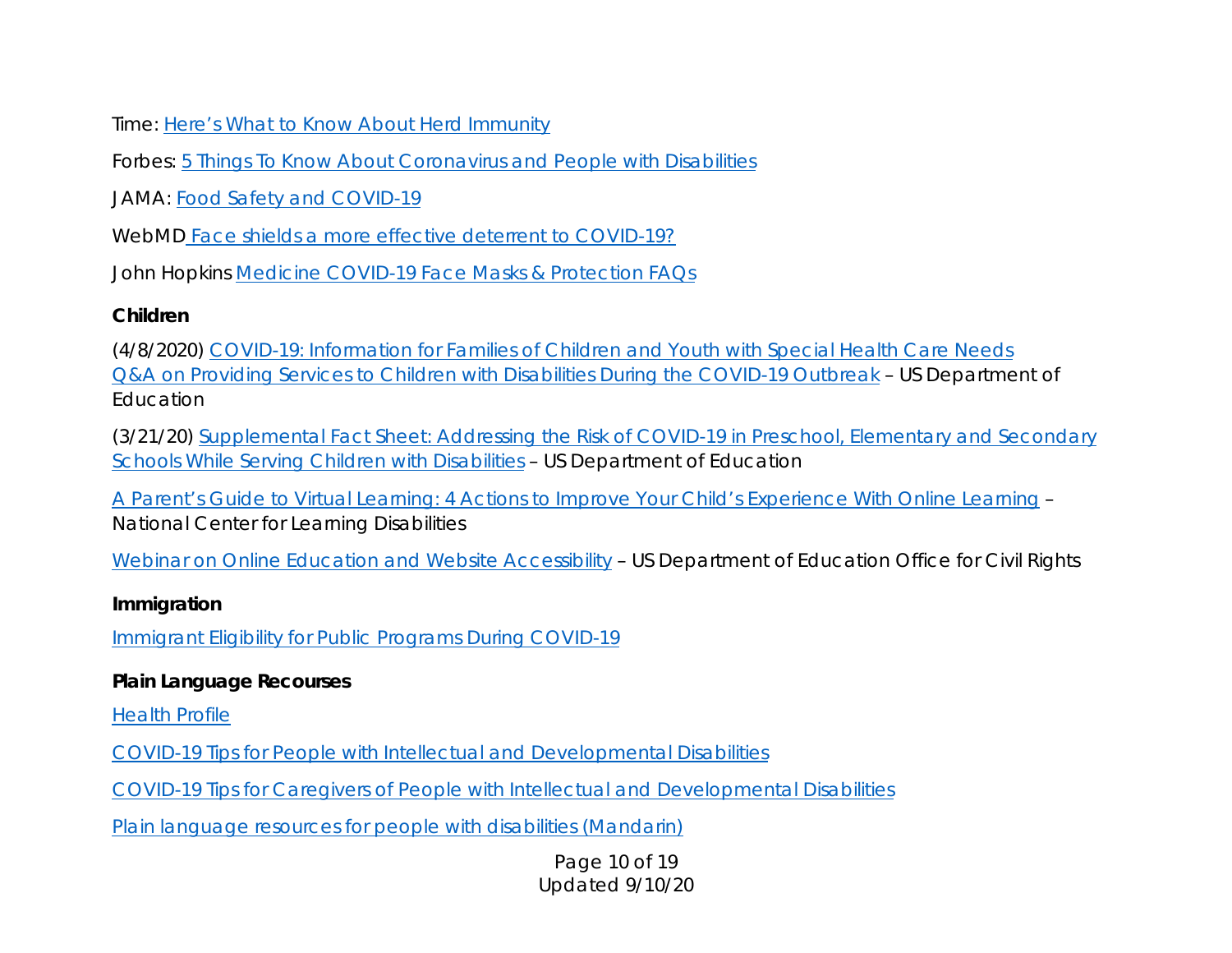Time: Here's What to Know About Herd Immunity

Forbes: 5 Things To Know About Coronavirus and People with Disabilities

JAMA: Food Safety and COVID-19

WebMD Face shields a more effective deterrent to COVID-19?

John Hopkins Medicine COVID-19 Face Masks & Protection FAQs

**Children**

(4/8/2020) COVID-19: Information for Families of Children and Youth with Special Health Care Needs
Q&A on Providing Services to Children with Disabilities During the COVID-19 Outbreak – US Department of Education

(3/21/20) Supplemental Fact Sheet: Addressing the Risk of COVID-19 in Preschool, Elementary and Secondary Schools While Serving Children with Disabilities – US Department of Education

A Parent's Guide to Virtual Learning: 4 Actions to Improve Your Child's Experience With Online Learning – National Center for Learning Disabilities

Webinar on Online Education and Website Accessibility – US Department of Education Office for Civil Rights

**Immigration**

Immigrant Eligibility for Public Programs During COVID-19

**Plain Language Recourses**

Health Profile

COVID-19 Tips for People with Intellectual and Developmental Disabilities

COVID-19 Tips for Caregivers of People with Intellectual and Developmental Disabilities

Plain language resources for people with disabilities (Mandarin)

Updated 9/10/20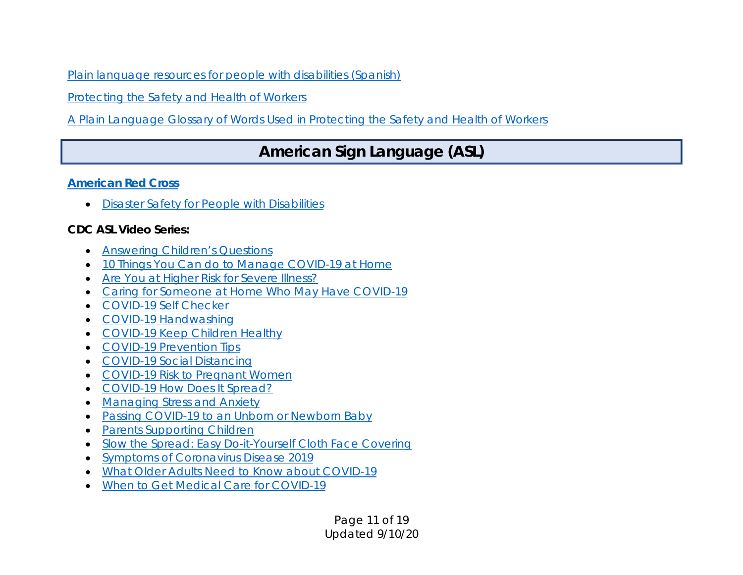Plain language resources for people with disabilities (Spanish)

Protecting the Safety and Health of Workers

A Plain Language Glossary of Words Used in Protecting the Safety and Health of Workers

## American Sign Language (ASL)

**American Red Cross**

- Disaster Safety for People with Disabilities

**CDC ASL Video Series:**

- Answering Children's Questions
- 10 Things You Can do to Manage COVID-19 at Home
- Are You at Higher Risk for Severe Illness?
- Caring for Someone at Home Who May Have COVID-19
- COVID-19 Self Checker
- COVID-19 Handwashing
- COVID-19 Keep Children Healthy
- COVID-19 Prevention Tips
- COVID-19 Social Distancing
- COVID-19 Risk to Pregnant Women
- COVID-19 How Does It Spread?
- Managing Stress and Anxiety
- Passing COVID-19 to an Unborn or Newborn Baby
- Parents Supporting Children
- Slow the Spread: Easy Do-it-Yourself Cloth Face Covering
- Symptoms of Coronavirus Disease 2019
- What Older Adults Need to Know about COVID-19
- When to Get Medical Care for COVID-19

Updated 9/10/20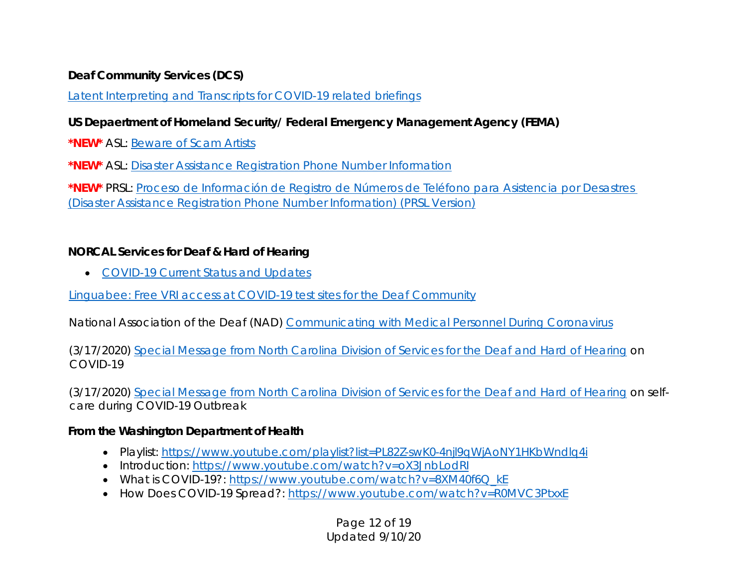**Deaf Community Services (DCS)**

Latent Interpreting and Transcripts for COVID-19 related briefings

**US Depaertment of Homeland Security/ Federal Emergency Management Agency (FEMA)**

***NEW*** ASL: Beware of Scam Artists

***NEW*** ASL: Disaster Assistance Registration Phone Number Information

***NEW*** PRSL: Proceso de Información de Registro de Números de Teléfono para Asistencia por Desastres (Disaster Assistance Registration Phone Number Information) (PRSL Version)

**NORCAL Services for Deaf & Hard of Hearing**

- COVID-19 Current Status and Updates

Linguabee: Free VRI access at COVID-19 test sites for the Deaf Community

National Association of the Deaf (NAD) Communicating with Medical Personnel During Coronavirus

(3/17/2020) Special Message from North Carolina Division of Services for the Deaf and Hard of Hearing on COVID-19

(3/17/2020) Special Message from North Carolina Division of Services for the Deaf and Hard of Hearing on self-care during COVID-19 Outbreak

**From the Washington Department of Health**

- Playlist: https://www.youtube.com/playlist?list=PL82Z-swK0-4njl9qWjAoNY1HKbWndlq4i
- Introduction: https://www.youtube.com/watch?v=oX3JnbLodRI
- What is COVID-19?: https://www.youtube.com/watch?v=8XM40f6Q_kE
- How Does COVID-19 Spread?: https://www.youtube.com/watch?v=R0MVC3PtxxE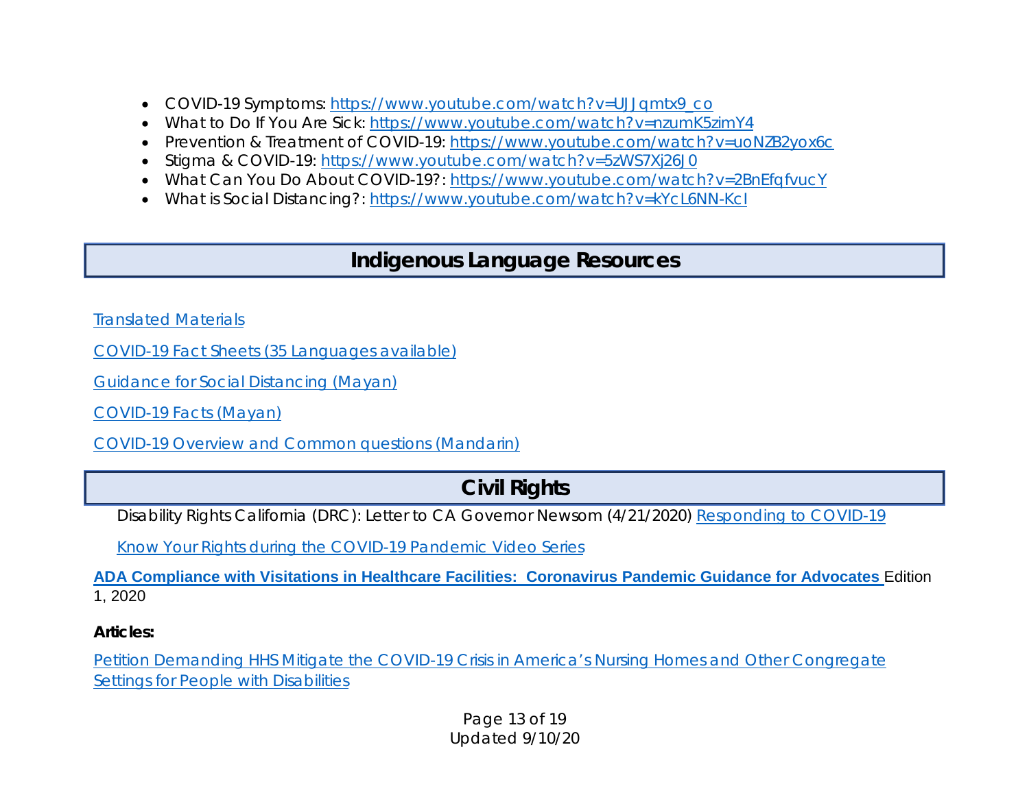- COVID-19 Symptoms: https://www.youtube.com/watch?v=UJJqmtx9_co
- What to Do If You Are Sick: https://www.youtube.com/watch?v=nzumK5zimY4
- Prevention & Treatment of COVID-19: https://www.youtube.com/watch?v=uoNZB2yox6c
- Stigma & COVID-19: https://www.youtube.com/watch?v=5zWS7Xj26J0
- What Can You Do About COVID-19?: https://www.youtube.com/watch?v=2BnEfqfvucY
- What is Social Distancing?: https://www.youtube.com/watch?v=kYcL6NN-KcI

## Indigenous Language Resources

Translated Materials

COVID-19 Fact Sheets (35 Languages available)

Guidance for Social Distancing (Mayan)

COVID-19 Facts (Mayan)

COVID-19 Overview and Common questions (Mandarin)

## Civil Rights

Disability Rights California (DRC): Letter to CA Governor Newsom (4/21/2020) Responding to COVID-19

Know Your Rights during the COVID-19 Pandemic Video Series

**ADA Compliance with Visitations in Healthcare Facilities: Coronavirus Pandemic Guidance for Advocates** Edition 1, 2020

**Articles:**

Petition Demanding HHS Mitigate the COVID-19 Crisis in America's Nursing Homes and Other Congregate Settings for People with Disabilities

Updated 9/10/20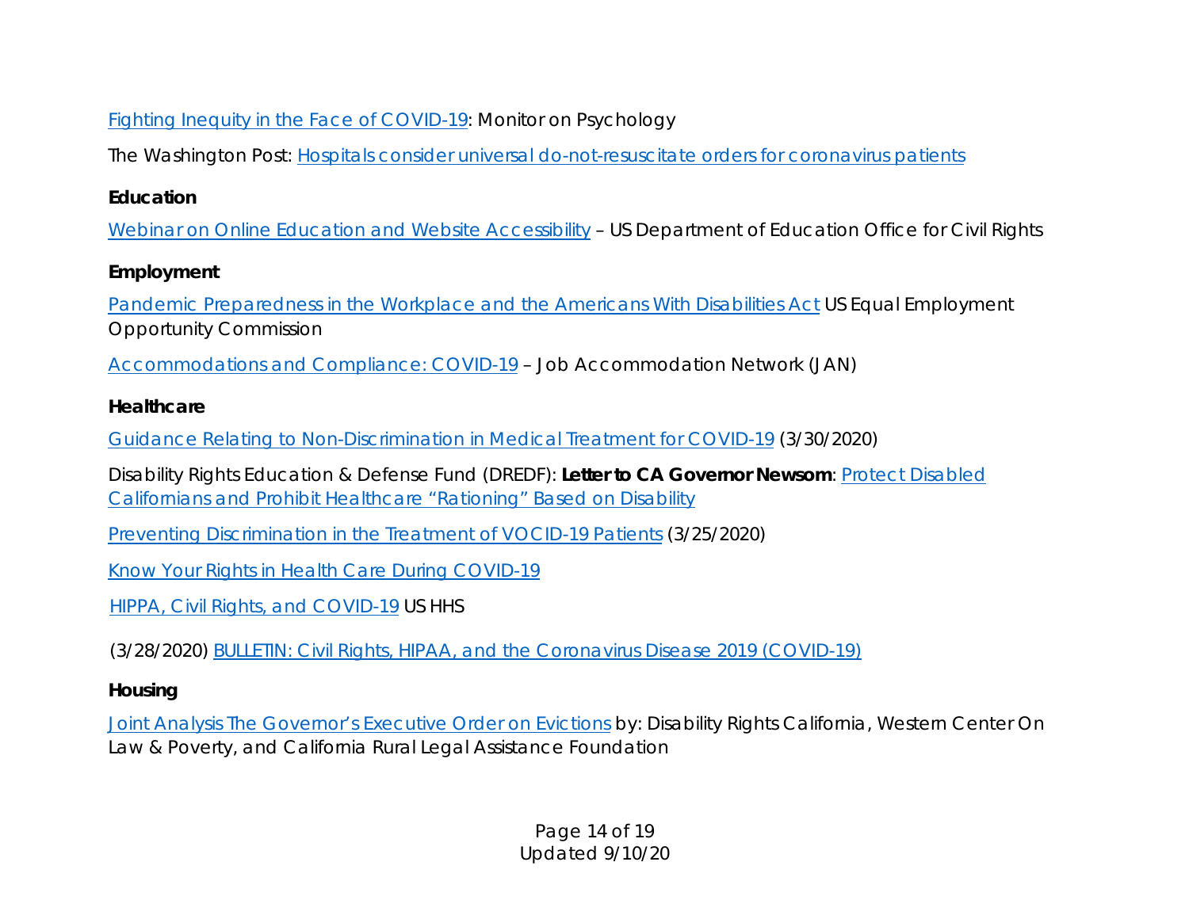Fighting Inequity in the Face of COVID-19: Monitor on Psychology

The Washington Post: Hospitals consider universal do-not-resuscitate orders for coronavirus patients

**Education**

Webinar on Online Education and Website Accessibility – US Department of Education Office for Civil Rights

**Employment**

Pandemic Preparedness in the Workplace and the Americans With Disabilities Act US Equal Employment Opportunity Commission

Accommodations and Compliance: COVID-19 – Job Accommodation Network (JAN)

**Healthcare**

Guidance Relating to Non-Discrimination in Medical Treatment for COVID-19 (3/30/2020)

Disability Rights Education & Defense Fund (DREDF): **Letter to CA Governor Newsom**: Protect Disabled Californians and Prohibit Healthcare "Rationing" Based on Disability

Preventing Discrimination in the Treatment of VOCID-19 Patients (3/25/2020)

Know Your Rights in Health Care During COVID-19

HIPPA, Civil Rights, and COVID-19 US HHS

(3/28/2020) BULLETIN: Civil Rights, HIPAA, and the Coronavirus Disease 2019 (COVID-19)

**Housing**

Joint Analysis The Governor's Executive Order on Evictions by: Disability Rights California, Western Center On Law & Poverty, and California Rural Legal Assistance Foundation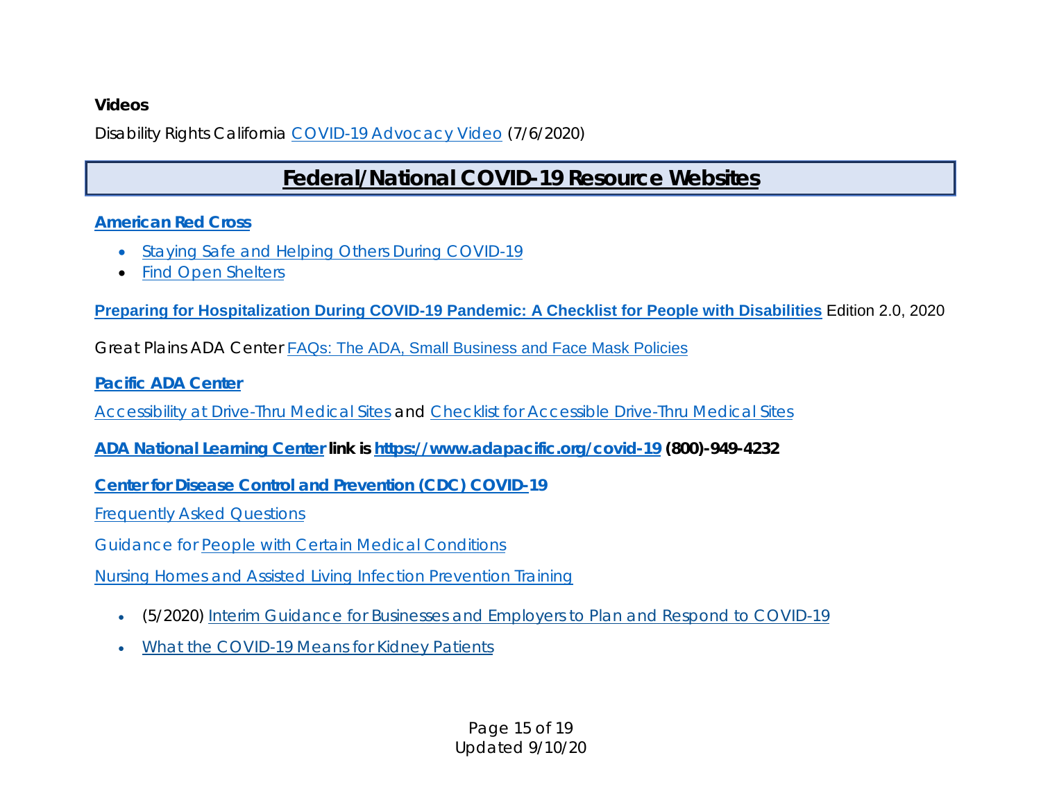**Videos**

Disability Rights California COVID-19 Advocacy Video (7/6/2020)

## Federal/National COVID-19 Resource Websites

**American Red Cross**

- Staying Safe and Helping Others During COVID-19
- Find Open Shelters

**Preparing for Hospitalization During COVID-19 Pandemic: A Checklist for People with Disabilities** Edition 2.0, 2020

Great Plains ADA Center FAQs: The ADA, Small Business and Face Mask Policies

**Pacific ADA Center**

Accessibility at Drive-Thru Medical Sites and Checklist for Accessible Drive-Thru Medical Sites

**ADA National Learning Center link is https://www.adapacific.org/covid-19 (800)-949-4232**

**Center for Disease Control and Prevention (CDC) COVID-19**

Frequently Asked Questions

Guidance for People with Certain Medical Conditions

Nursing Homes and Assisted Living Infection Prevention Training

- (5/2020) Interim Guidance for Businesses and Employers to Plan and Respond to COVID-19
- What the COVID-19 Means for Kidney Patients

Updated 9/10/20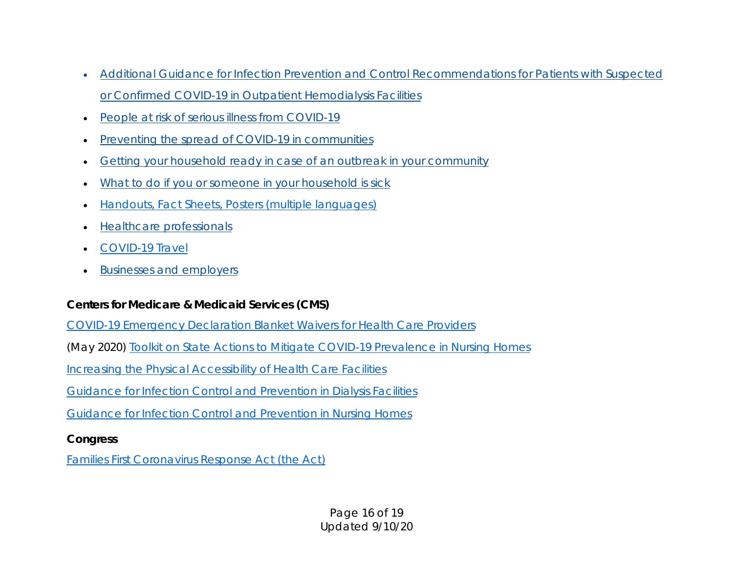- Additional Guidance for Infection Prevention and Control Recommendations for Patients with Suspected or Confirmed COVID-19 in Outpatient Hemodialysis Facilities
- People at risk of serious illness from COVID-19
- Preventing the spread of COVID-19 in communities
- Getting your household ready in case of an outbreak in your community
- What to do if you or someone in your household is sick
- Handouts, Fact Sheets, Posters (multiple languages)
- Healthcare professionals
- COVID-19 Travel
- Businesses and employers

**Centers for Medicare & Medicaid Services (CMS)**

COVID-19 Emergency Declaration Blanket Waivers for Health Care Providers

(May 2020) Toolkit on State Actions to Mitigate COVID-19 Prevalence in Nursing Homes

Increasing the Physical Accessibility of Health Care Facilities

Guidance for Infection Control and Prevention in Dialysis Facilities

Guidance for Infection Control and Prevention in Nursing Homes

**Congress**

Families First Coronavirus Response Act (the Act)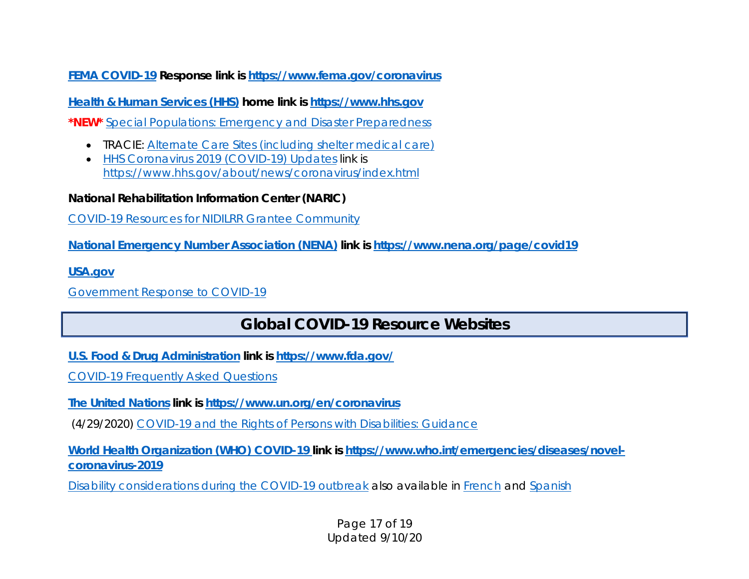**FEMA COVID-19 Response link is https://www.fema.gov/coronavirus**

**Health & Human Services (HHS) home link is https://www.hhs.gov**

**\*NEW\*** Special Populations: Emergency and Disaster Preparedness

- TRACIE: Alternate Care Sites (including shelter medical care)
- HHS Coronavirus 2019 (COVID-19) Updates link is https://www.hhs.gov/about/news/coronavirus/index.html

**National Rehabilitation Information Center (NARIC)**

COVID-19 Resources for NIDILRR Grantee Community

**National Emergency Number Association (NENA) link is https://www.nena.org/page/covid19**

**USA.gov**

Government Response to COVID-19

## Global COVID-19 Resource Websites

**U.S. Food & Drug Administration link is https://www.fda.gov/**

COVID-19 Frequently Asked Questions

**The United Nations link is https://www.un.org/en/coronavirus**

(4/29/2020) COVID-19 and the Rights of Persons with Disabilities: Guidance

**World Health Organization (WHO) COVID-19 link is https://www.who.int/emergencies/diseases/novel-coronavirus-2019**

Disability considerations during the COVID-19 outbreak also available in French and Spanish

Updated 9/10/20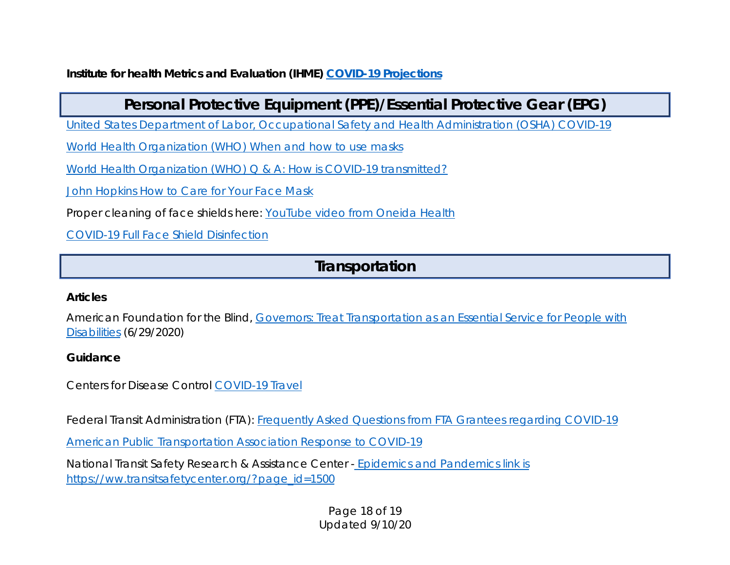**Institute for health Metrics and Evaluation (IHME) COVID-19 Projections**

## Personal Protective Equipment (PPE)/Essential Protective Gear (EPG)

United States Department of Labor, Occupational Safety and Health Administration (OSHA) COVID-19

World Health Organization (WHO) When and how to use masks

World Health Organization (WHO) Q & A: How is COVID-19 transmitted?

John Hopkins How to Care for Your Face Mask

Proper cleaning of face shields here: YouTube video from Oneida Health

COVID-19 Full Face Shield Disinfection

## Transportation

**Articles**

American Foundation for the Blind, Governors: Treat Transportation as an Essential Service for People with Disabilities (6/29/2020)

**Guidance**

Centers for Disease Control COVID-19 Travel

Federal Transit Administration (FTA): Frequently Asked Questions from FTA Grantees regarding COVID-19

American Public Transportation Association Response to COVID-19

National Transit Safety Research & Assistance Center - Epidemics and Pandemics link is https://ww.transitsafetycenter.org/?page_id=1500

Updated 9/10/20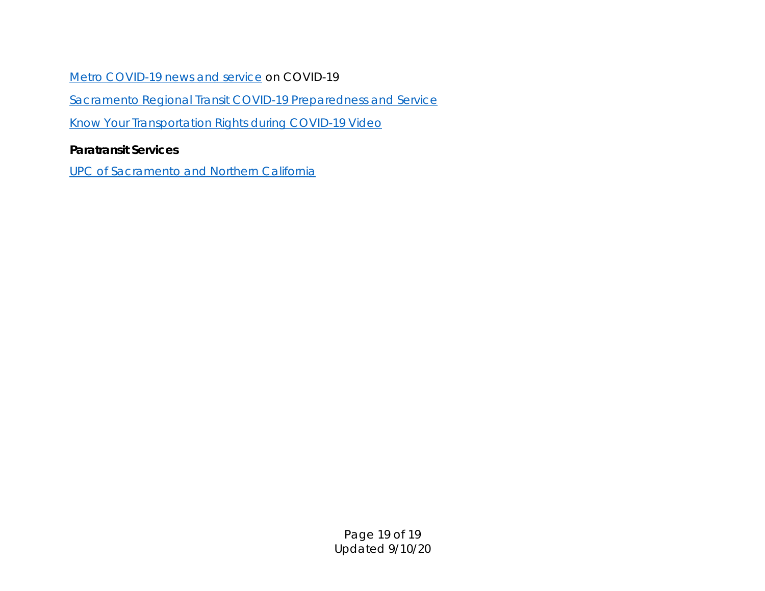Metro COVID-19 news and service on COVID-19

Sacramento Regional Transit COVID-19 Preparedness and Service

Know Your Transportation Rights during COVID-19 Video

**Paratransit Services**

UPC of Sacramento and Northern California

Updated 9/10/20